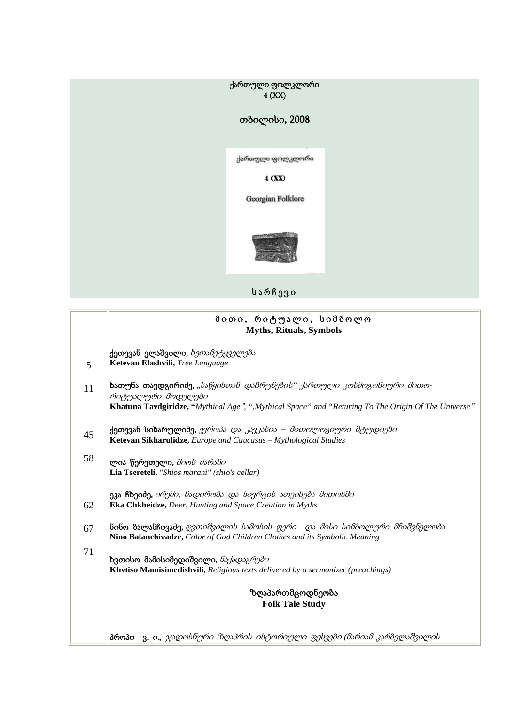# ქართული ფოლკლორი
4 (XX)

თბილისი, 2008

ქართული ფოლკლორი

4 (XX)

Georgian Folklore

## ს ა რ ჩ ე ვ ი

| | მ ი თ ი , რ ი ტ უ ა ლ ი , ს ი მ ბ ო ლ ო<br>**Myths, Rituals, Symbols** |
|---|---|
| 5 | **ქეთევან ელაშვილი,** *ხეთამეტყველება*<br>**Ketevan Elashvili,** *Tree Language* |
| 11 | **ხათუნა თავდგირიძე,** *„საწყისთან დაბრუნების“ ქართული კოსმოგონიური მითო-რიტუალური მოდელები*<br>**Khatuna Tavdgiridze, “***Mythical Age”, “,Mythical Space” and “Returing To The Origin Of The Universe”* |
| 45 | **ქეთევან სიხარულიძე,** *ევროპა და კავკასია – მითოლოგიური შტუდიები*<br>**Ketevan Sikharulidze,** *Europe and Caucasus – Mythological Studies* |
| 58 | **ლია წერეთელი,** *შიოს მარანი*<br>**Lia Tsereteli,** *"Shios marani" (shio's cellar)* |
| 62 | **ეკა ჩხეიძე,** *ირემი, ნადირობა და სივრცის ათვისება მითოსში*<br>**Eka Chkheidze,** *Deer, Hunting and Space Creation in Myths* |
| 67 | **ნინო ბალანჩივაძე,** *ღვთიშვილის სამოსის ფერი და მისი სიმბოლური მნიშვნელობა*<br>**Nino Balanchivadze,** *Color of God Children Clothes and its Symbolic Meaning* |
| 71 | **ხვთისო მამისიმედიშვილი,** *ნაქადაგრები*<br>**Khvtiso Mamisimedishvili,** *Religious texts delivered by a sermonizer (preachings)* |
| | **ზღაპართმცოდნეობა**<br>**Folk Tale Study** |
| | **პროპი ვ. ი.,** *ჯადოსნური ზღაპრის ისტორიული ფესვები (მარიამ კარბელაშვილის* |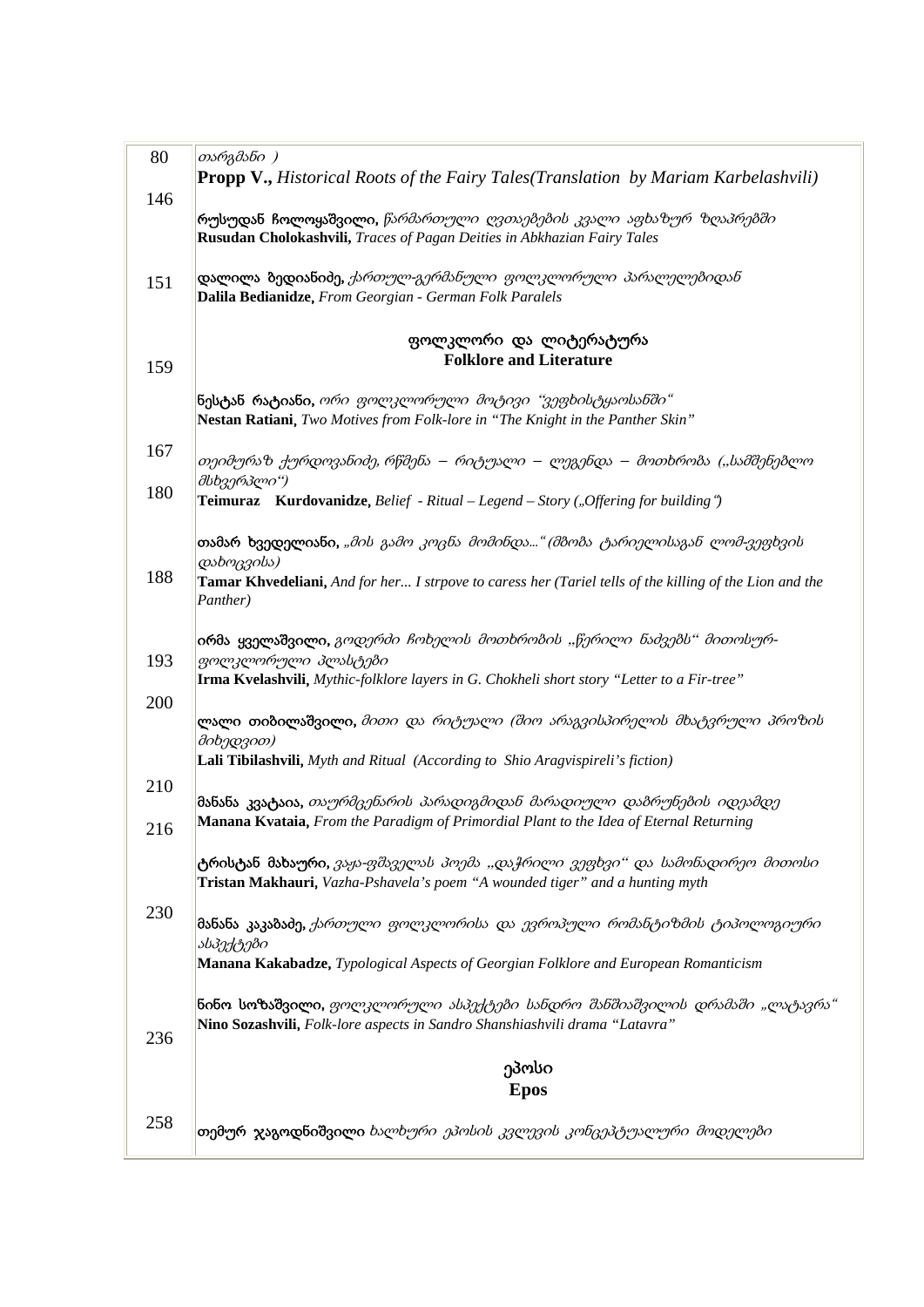| | |
|---|---|
| 80 | *თარგმანი )* **Propp V.,** *Historical Roots of the Fairy Tales(Translation by Mariam Karbelashvili)* |
| 146 | **რუსუდან ჩოლოყაშვილი,** *წარმართული ღვთაებების კვალი აფხაზურ ზღაპრებში* **Rusudan Cholokashvili,** *Traces of Pagan Deities in Abkhazian Fairy Tales* |
| 151 | **დალილა ბედიანიძე,** *ქართულ-გერმანული ფოლკლორული პარალელებიდან* **Dalila Bedianidze,** *From Georgian - German Folk Paralels* |
| | **ფოლკლორი და ლიტერატურა** **Folklore and Literature** |
| 159 | **ნესტან რატიანი,** *ორი ფოლკლორული მოტივი "ვეფხისტყაოსანში"* **Nestan Ratiani,** *Two Motives from Folk-lore in "The Knight in the Panther Skin"* |
| 167 | *თეიმურაზ ქურდოვანიძე, რწმენა – რიტუალი – ლეგენდა – მოთხრობა („სამშენებლო მსხვერპლი")* **Teimuraz Kurdovanidze,** *Belief - Ritual – Legend – Story („Offering for building")* |
| 180 | **თამარ ხვედელიანი,** *„მის გამო კოცნა მომინდა..." (მზობა ტარიელისაგან ლომ-ვეფხვის დახოცვისა)* **Tamar Khvedeliani,** *And for her... I strpove to caress her (Tariel tells of the killing of the Lion and the Panther)* |
| 188 | **ირმა ყველაშვილი,** *გოდერძი ჩოხელის მოთხრობის „წერილი ნაძვებს" მითოსურ-ფოლკლორული პლასტები* **Irma Kvelashvili,** *Mythic-folklore layers in G. Chokheli short story "Letter to a Fir-tree"* |
| 193 | **ლალი თიბილაშვილი,** *მითი და რიტუალი (შიო არაგვისპირელის მხატვრული პროზის მიხედვით)* **Lali Tibilashvili,** *Myth and Ritual (According to Shio Aragvispireli's fiction)* |
| 200 | **მანანა კვატაია,** *თაურმცენარის პარადიგმიდან მარადიული დაბრუნების იდეამდე* **Manana Kvataia,** *From the Paradigm of Primordial Plant to the Idea of Eternal Returning* |
| 210 | **ტრისტან მახაური,** *ვაჟა-ფშაველას პოემა „დაჭრილი ვეფხვი" და სამონადირეო მითოსი* **Tristan Makhauri,** *Vazha-Pshavela's poem "A wounded tiger" and a hunting myth* |
| 216 | **მანანა კაკაბაძე,** *ქართული ფოლკლორისა და ევროპული რომანტიზმის ტიპოლოგიური ასპექტები* **Manana Kakabadze,** *Typological Aspects of Georgian Folklore and European Romanticism* |
| 230 | **ნინო სოზაშვილი,** *ფოლკლორული ასპექტები სანდრო შანშიაშვილის დრამაში „ლატავრა"* **Nino Sozashvili,** *Folk-lore aspects in Sandro Shanshiashvili drama "Latavra"* |
| | **ეპოსი** **Epos** |
| 236 | **თემურ ჯაგოდნიშვილი** *ხალხური ეპოსის კვლევის კონცეპტუალური მოდელები* |
| 258 | |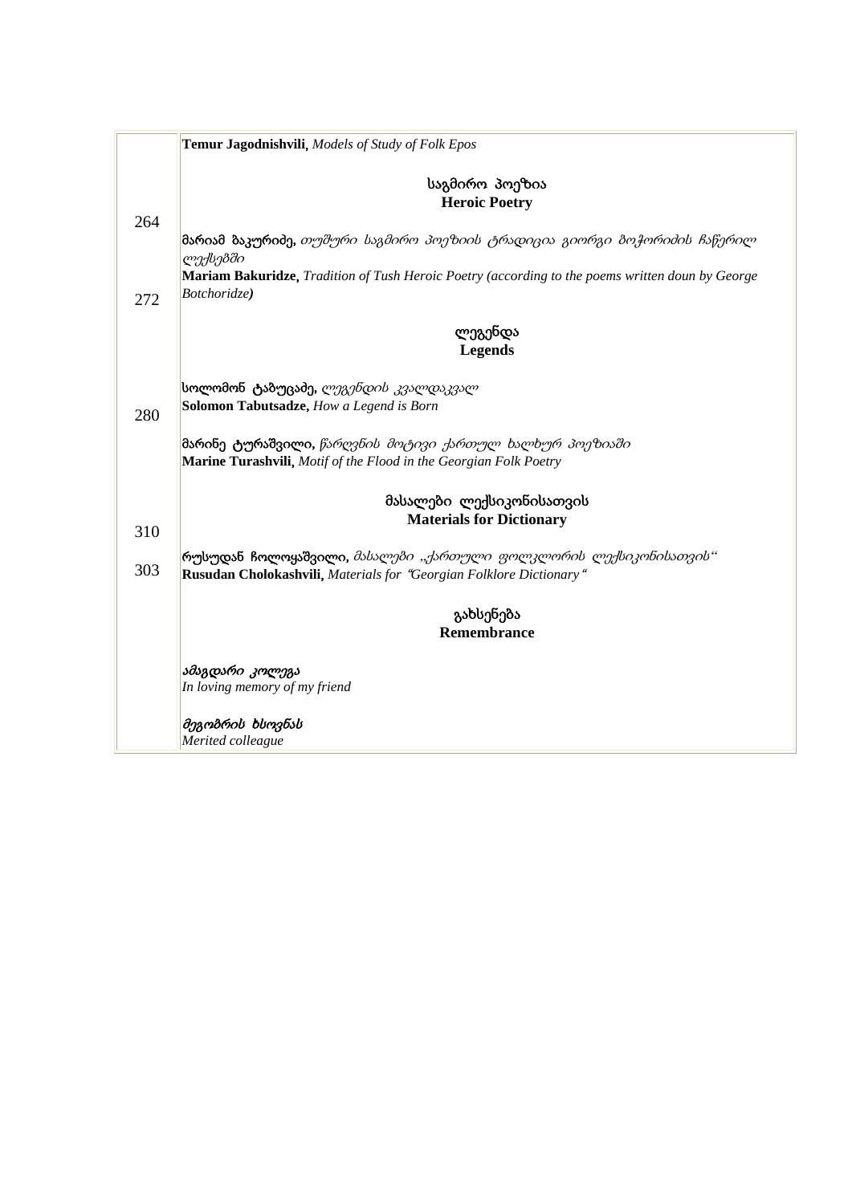| | |
|---|---|
| | **Temur Jagodnishvili**, *Models of Study of Folk Epos* |
| | **საგმირო პოეზია**<br>**Heroic Poetry** |
| 264 | **მარიამ ბაკურიძე**, *თუშური საგმირო პოეზიის ტრადიცია გიორგი ბოჭორიძის ჩაწერილ ლექსებში*<br>**Mariam Bakuridze**, *Tradition of Tush Heroic Poetry (according to the poems written doun by George Botchoridze)* |
| 272 | **ლეგენდა**<br>**Legends** |
| | **სოლომონ ტაბუცაძე**, *ლეგენდის კვალდაკვალ*<br>**Solomon Tabutsadze,** *How a Legend is Born* |
| 280 | **მარინე ტურაშვილი**, *წარღვნის მოტივი ქართულ ხალხურ პოეზიაში*<br>**Marine Turashvili,** *Motif of the Flood in the Georgian Folk Poetry* |
| | **მასალები ლექსიკონისათვის**<br>**Materials for Dictionary** |
| 310 | |
| 303 | **რუსუდან ჩოლოყაშვილი**, *მასალები „ქართული ფოლკლორის ლექსიკონისათვის"*<br>**Rusudan Cholokashvili,** *Materials for "Georgian Folklore Dictionary"* |
| | **გახსენება**<br>**Remembrance** |
| | ***ამაგდარი კოლეგა***<br>*In loving memory of my friend* |
| | ***მეგობრის ხსოვნას***<br>*Merited colleague* |